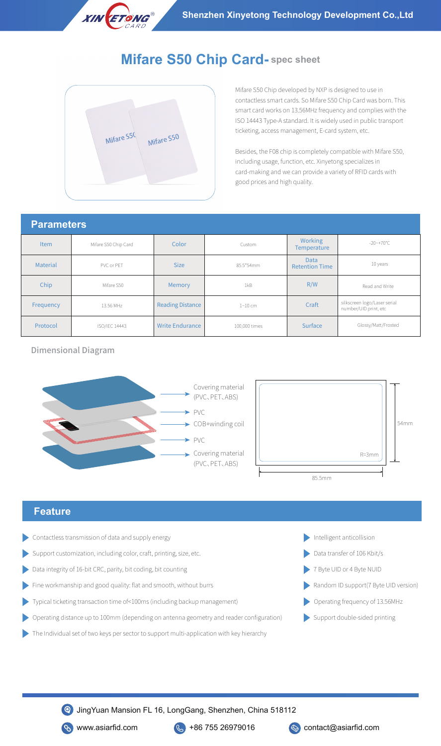Shenzhen Xinyetong Technology Development Co.,Ltd

# Mifare S50 Chip Card- spec sheet

Mifare S50 Chip developed by NXP is designed to use in contactless smart cards. So Mifare S50 Chip Card was born. This smart card works on 13.56MHz frequency and complies with the ISO 14443 Type-A standard. It is widely used in public transport ticketing, access management, E-card system, etc.

Besides, the F08 chip is completely compatible with Mifare S50, including usage, function, etc. Xinyetong specializes in card-making and we can provide a variety of RFID cards with good prices and high quality.

## Parameters

| Item | Mifare S50 Chip Card | Color | Custom | Working Temperature | -20~+70°C |
|---|---|---|---|---|---|
| Material | PVC or PET | Size | 85.5*54mm | Data Retention Time | 10 years |
| Chip | Mifare S50 | Memory | 1kB | R/W | Read and Write |
| Frequency | 13.56 MHz | Reading Distance | 1~10 cm | Craft | silkscreen logo/Laser serial number/UID print, etc |
| Protocol | ISO/IEC 14443 | Write Endurance | 100,000 times | Surface | Glossy/Matt/Frosted |

### Dimensional Diagram

- Covering material (PVC、PET、ABS)
- PVC
- COB+winding coil
- PVC
- Covering material (PVC、PET、ABS)

54mm
R=3mm
85.5mm

## Feature

- Contactless transmission of data and supply energy
- Support customization, including color, craft, printing, size, etc.
- Data integrity of 16-bit CRC, parity, bit coding, bit counting
- Fine workmanship and good quality: flat and smooth, without burrs
- Typical ticketing transaction time of<100ms (including backup management)
- Operating distance up to 100mm (depending on antenna geometry and reader configuration)
- The Individual set of two keys per sector to support multi-application with key hierarchy
- Intelligent anticollision
- Data transfer of 106 Kbit/s
- 7 Byte UID or 4 Byte NUID
- Random ID support(7 Byte UID version)
- Operating frequency of 13.56MHz
- Support double-sided printing

JingYuan Mansion FL 16, LongGang, Shenzhen, China 518112

www.asiarfid.com +86 755 26979016 contact@asiarfid.com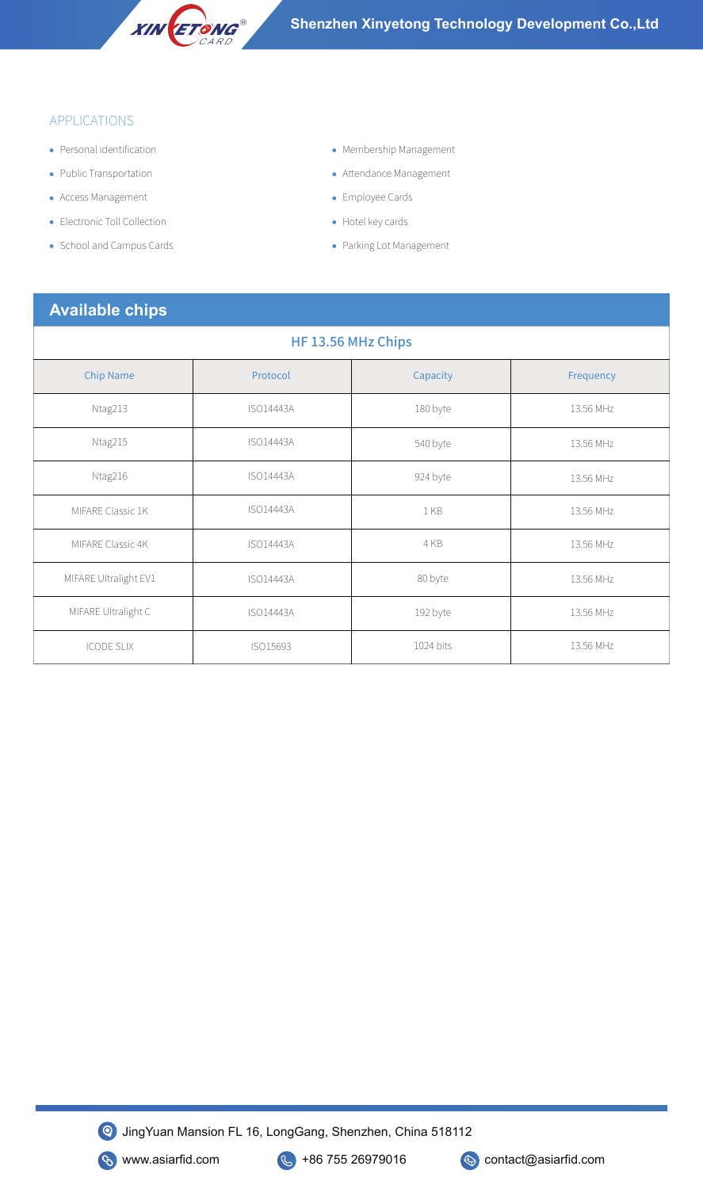## APPLICATIONS

- Personal identification
- Public Transportation
- Access Management
- Electronic Toll Collection
- School and Campus Cards
- Membership Management
- Attendance Management
- Employee Cards
- Hotel key cards
- Parking Lot Management

## Available chips

### HF 13.56 MHz Chips

| Chip Name | Protocol | Capacity | Frequency |
|---|---|---|---|
| Ntag213 | ISO14443A | 180 byte | 13.56 MHz |
| Ntag215 | ISO14443A | 540 byte | 13.56 MHz |
| Ntag216 | ISO14443A | 924 byte | 13.56 MHz |
| MIFARE Classic 1K | ISO14443A | 1 KB | 13.56 MHz |
| MIFARE Classic 4K | ISO14443A | 4 KB | 13.56 MHz |
| MIFARE Ultralight EV1 | ISO14443A | 80 byte | 13.56 MHz |
| MIFARE Ultralight C | ISO14443A | 192 byte | 13.56 MHz |
| ICODE SLIX | ISO15693 | 1024 bits | 13.56 MHz |

JingYuan Mansion FL 16, LongGang, Shenzhen, China 518112

www.asiarfid.com +86 755 26979016 contact@asiarfid.com